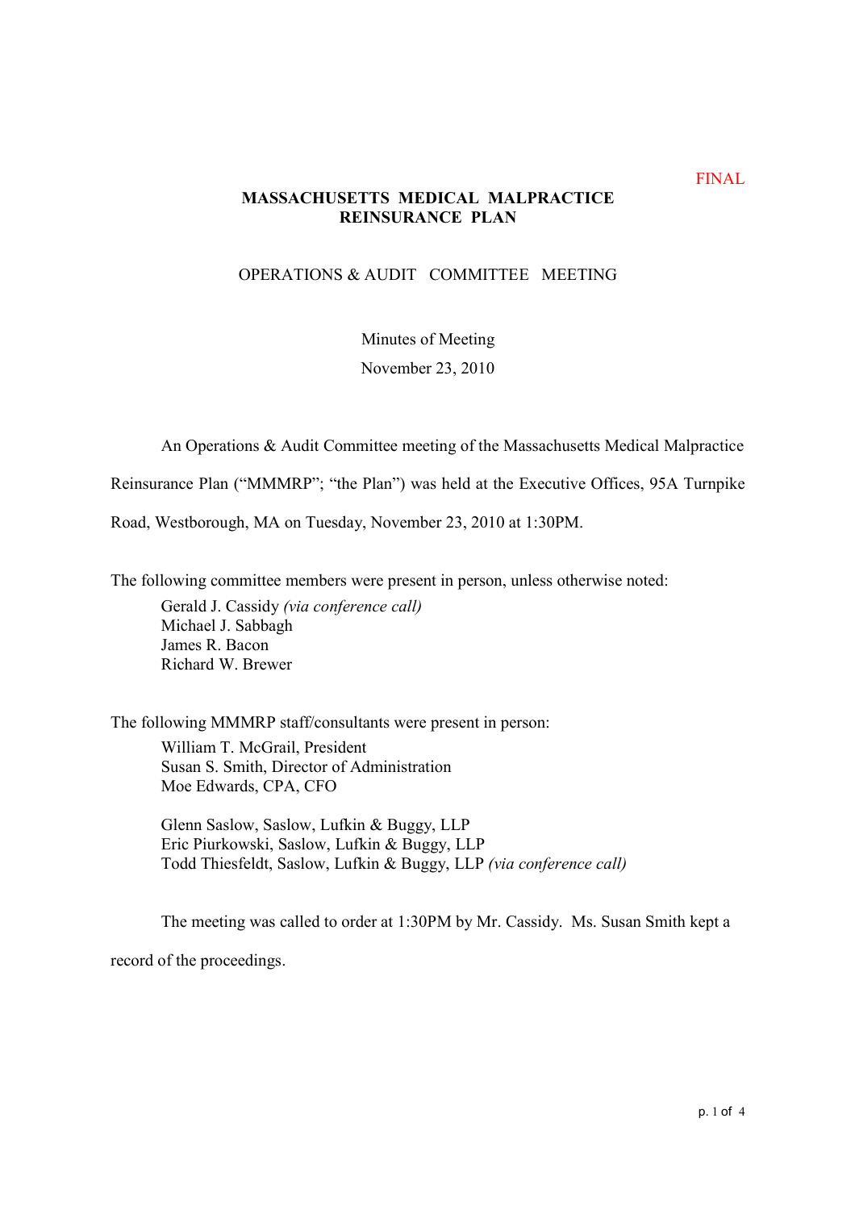FINAL

# MASSACHUSETTS MEDICAL MALPRACTICE REINSURANCE PLAN

## OPERATIONS & AUDIT COMMITTEE MEETING

Minutes of Meeting

November 23, 2010

An Operations & Audit Committee meeting of the Massachusetts Medical Malpractice Reinsurance Plan ("MMMRP"; "the Plan") was held at the Executive Offices, 95A Turnpike Road, Westborough, MA on Tuesday, November 23, 2010 at 1:30PM.

The following committee members were present in person, unless otherwise noted:

Gerald J. Cassidy *(via conference call)*
Michael J. Sabbagh
James R. Bacon
Richard W. Brewer

The following MMMRP staff/consultants were present in person:

William T. McGrail, President
Susan S. Smith, Director of Administration
Moe Edwards, CPA, CFO

Glenn Saslow, Saslow, Lufkin & Buggy, LLP
Eric Piurkowski, Saslow, Lufkin & Buggy, LLP
Todd Thiesfeldt, Saslow, Lufkin & Buggy, LLP *(via conference call)*

The meeting was called to order at 1:30PM by Mr. Cassidy. Ms. Susan Smith kept a record of the proceedings.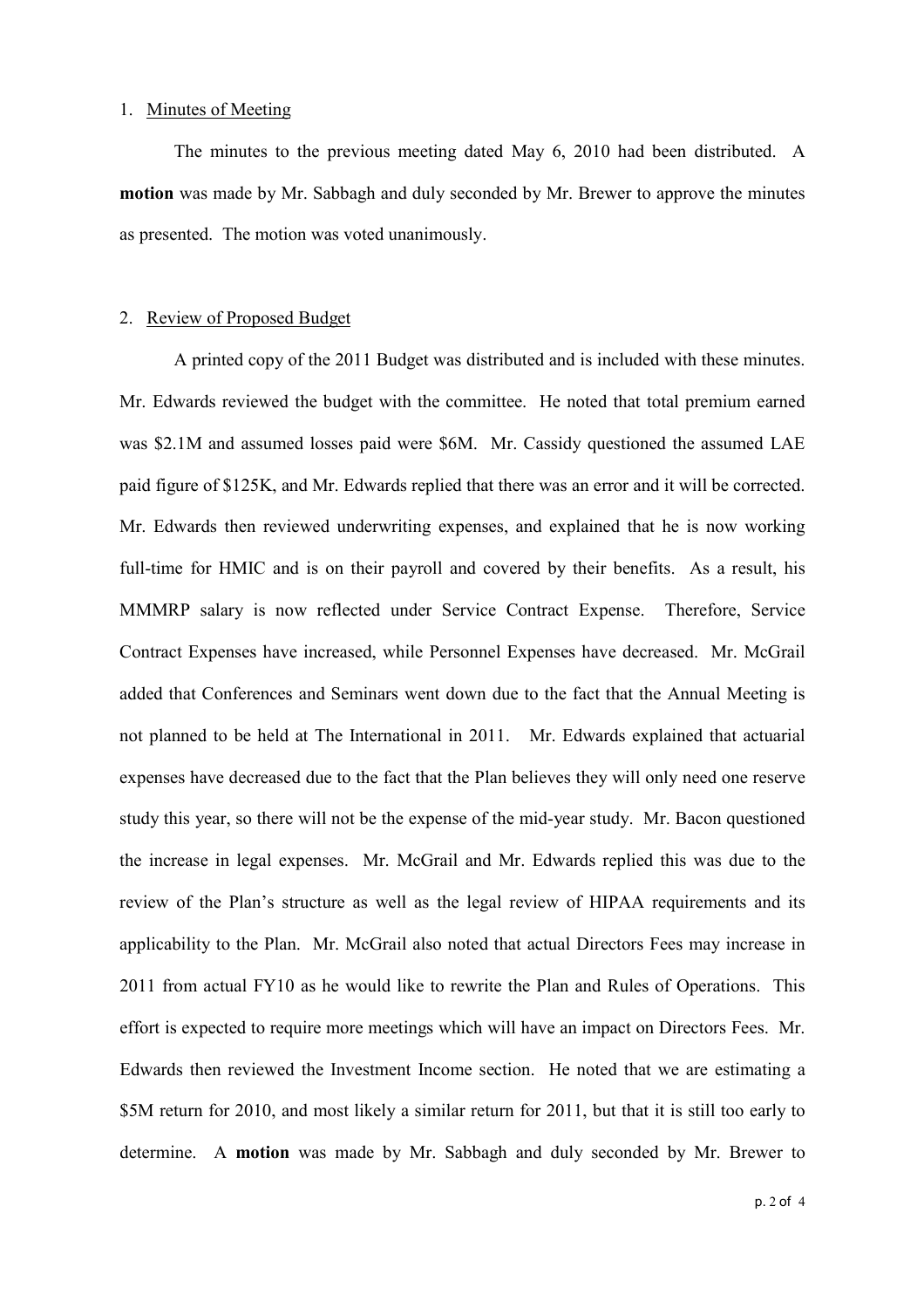1. Minutes of Meeting

The minutes to the previous meeting dated May 6, 2010 had been distributed. A **motion** was made by Mr. Sabbagh and duly seconded by Mr. Brewer to approve the minutes as presented. The motion was voted unanimously.

2. Review of Proposed Budget

A printed copy of the 2011 Budget was distributed and is included with these minutes. Mr. Edwards reviewed the budget with the committee. He noted that total premium earned was $2.1M and assumed losses paid were $6M. Mr. Cassidy questioned the assumed LAE paid figure of $125K, and Mr. Edwards replied that there was an error and it will be corrected. Mr. Edwards then reviewed underwriting expenses, and explained that he is now working full-time for HMIC and is on their payroll and covered by their benefits. As a result, his MMMRP salary is now reflected under Service Contract Expense. Therefore, Service Contract Expenses have increased, while Personnel Expenses have decreased. Mr. McGrail added that Conferences and Seminars went down due to the fact that the Annual Meeting is not planned to be held at The International in 2011. Mr. Edwards explained that actuarial expenses have decreased due to the fact that the Plan believes they will only need one reserve study this year, so there will not be the expense of the mid-year study. Mr. Bacon questioned the increase in legal expenses. Mr. McGrail and Mr. Edwards replied this was due to the review of the Plan's structure as well as the legal review of HIPAA requirements and its applicability to the Plan. Mr. McGrail also noted that actual Directors Fees may increase in 2011 from actual FY10 as he would like to rewrite the Plan and Rules of Operations. This effort is expected to require more meetings which will have an impact on Directors Fees. Mr. Edwards then reviewed the Investment Income section. He noted that we are estimating a $5M return for 2010, and most likely a similar return for 2011, but that it is still too early to determine. A **motion** was made by Mr. Sabbagh and duly seconded by Mr. Brewer to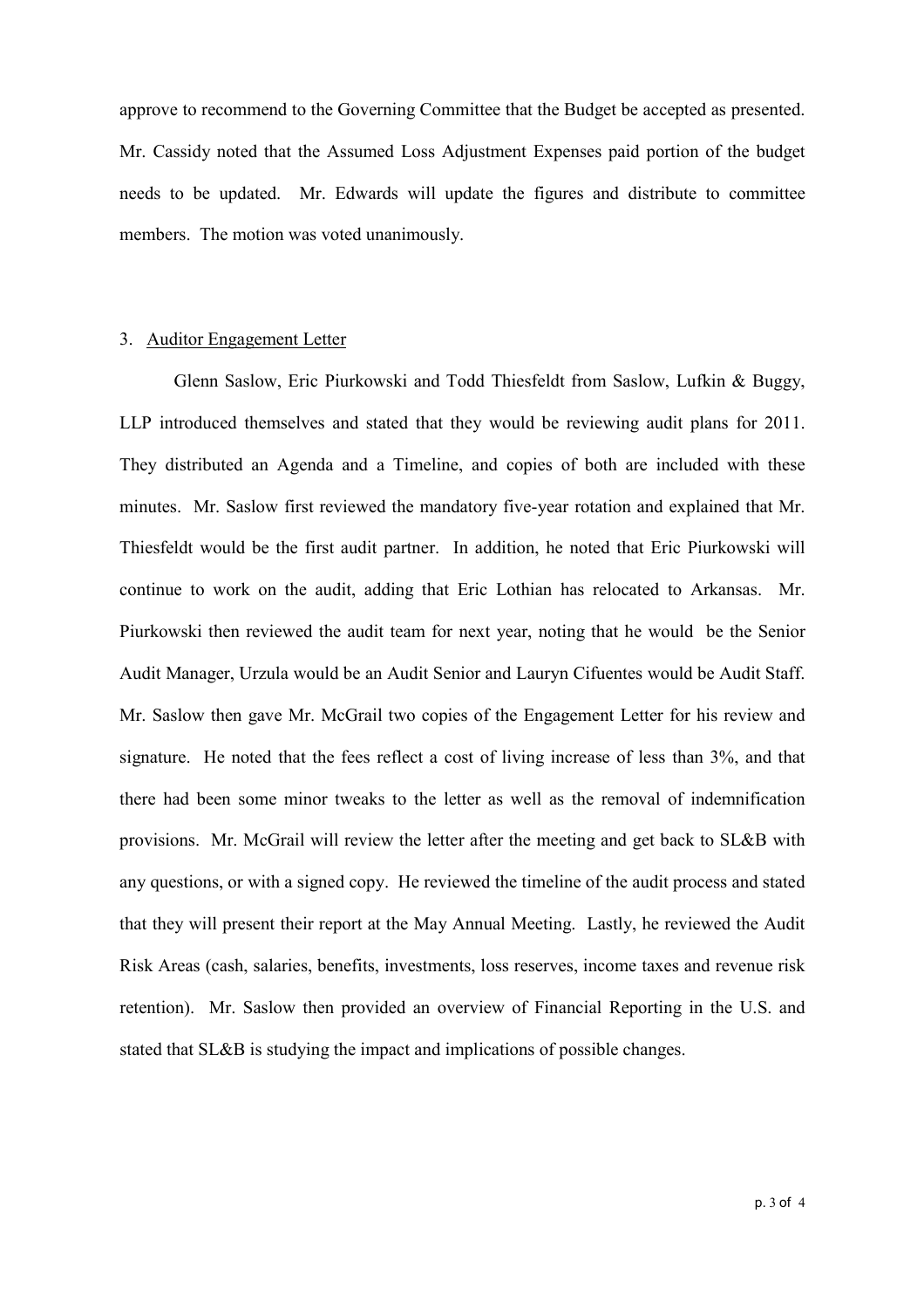approve to recommend to the Governing Committee that the Budget be accepted as presented. Mr. Cassidy noted that the Assumed Loss Adjustment Expenses paid portion of the budget needs to be updated. Mr. Edwards will update the figures and distribute to committee members. The motion was voted unanimously.

3. Auditor Engagement Letter

Glenn Saslow, Eric Piurkowski and Todd Thiesfeldt from Saslow, Lufkin & Buggy, LLP introduced themselves and stated that they would be reviewing audit plans for 2011. They distributed an Agenda and a Timeline, and copies of both are included with these minutes. Mr. Saslow first reviewed the mandatory five-year rotation and explained that Mr. Thiesfeldt would be the first audit partner. In addition, he noted that Eric Piurkowski will continue to work on the audit, adding that Eric Lothian has relocated to Arkansas. Mr. Piurkowski then reviewed the audit team for next year, noting that he would be the Senior Audit Manager, Urzula would be an Audit Senior and Lauryn Cifuentes would be Audit Staff. Mr. Saslow then gave Mr. McGrail two copies of the Engagement Letter for his review and signature. He noted that the fees reflect a cost of living increase of less than 3%, and that there had been some minor tweaks to the letter as well as the removal of indemnification provisions. Mr. McGrail will review the letter after the meeting and get back to SL&B with any questions, or with a signed copy. He reviewed the timeline of the audit process and stated that they will present their report at the May Annual Meeting. Lastly, he reviewed the Audit Risk Areas (cash, salaries, benefits, investments, loss reserves, income taxes and revenue risk retention). Mr. Saslow then provided an overview of Financial Reporting in the U.S. and stated that SL&B is studying the impact and implications of possible changes.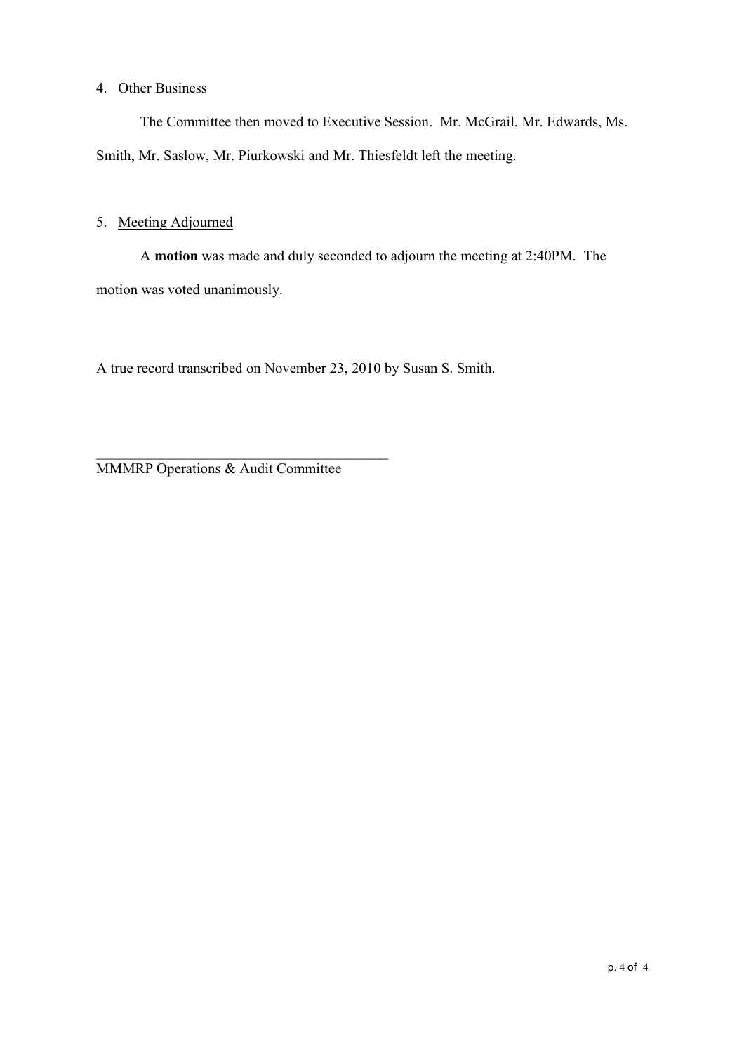4. Other Business

The Committee then moved to Executive Session. Mr. McGrail, Mr. Edwards, Ms. Smith, Mr. Saslow, Mr. Piurkowski and Mr. Thiesfeldt left the meeting.

5. Meeting Adjourned

A **motion** was made and duly seconded to adjourn the meeting at 2:40PM. The motion was voted unanimously.

A true record transcribed on November 23, 2010 by Susan S. Smith.

_________________________________________

MMMRP Operations & Audit Committee